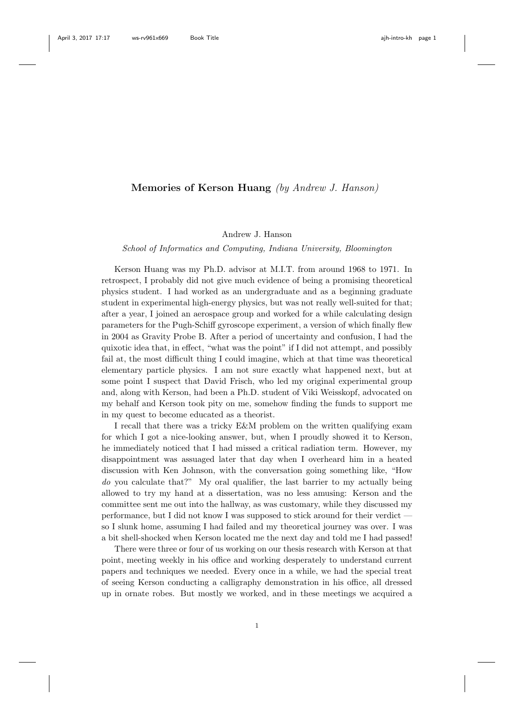# Memories of Kerson Huang *(by Andrew J. Hanson)*

Andrew J. Hanson

*School of Informatics and Computing, Indiana University, Bloomington*

Kerson Huang was my Ph.D. advisor at M.I.T. from around 1968 to 1971. In retrospect, I probably did not give much evidence of being a promising theoretical physics student. I had worked as an undergraduate and as a beginning graduate student in experimental high-energy physics, but was not really well-suited for that; after a year, I joined an aerospace group and worked for a while calculating design parameters for the Pugh-Schiff gyroscope experiment, a version of which finally flew in 2004 as Gravity Probe B. After a period of uncertainty and confusion, I had the quixotic idea that, in effect, "what was the point" if I did not attempt, and possibly fail at, the most difficult thing I could imagine, which at that time was theoretical elementary particle physics. I am not sure exactly what happened next, but at some point I suspect that David Frisch, who led my original experimental group and, along with Kerson, had been a Ph.D. student of Viki Weisskopf, advocated on my behalf and Kerson took pity on me, somehow finding the funds to support me in my quest to become educated as a theorist.

I recall that there was a tricky E&M problem on the written qualifying exam for which I got a nice-looking answer, but, when I proudly showed it to Kerson, he immediately noticed that I had missed a critical radiation term. However, my disappointment was assuaged later that day when I overheard him in a heated discussion with Ken Johnson, with the conversation going something like, "How *do* you calculate that?" My oral qualifier, the last barrier to my actually being allowed to try my hand at a dissertation, was no less amusing: Kerson and the committee sent me out into the hallway, as was customary, while they discussed my performance, but I did not know I was supposed to stick around for their verdict — so I slunk home, assuming I had failed and my theoretical journey was over. I was a bit shell-shocked when Kerson located me the next day and told me I had passed!

There were three or four of us working on our thesis research with Kerson at that point, meeting weekly in his office and working desperately to understand current papers and techniques we needed. Every once in a while, we had the special treat of seeing Kerson conducting a calligraphy demonstration in his office, all dressed up in ornate robes. But mostly we worked, and in these meetings we acquired a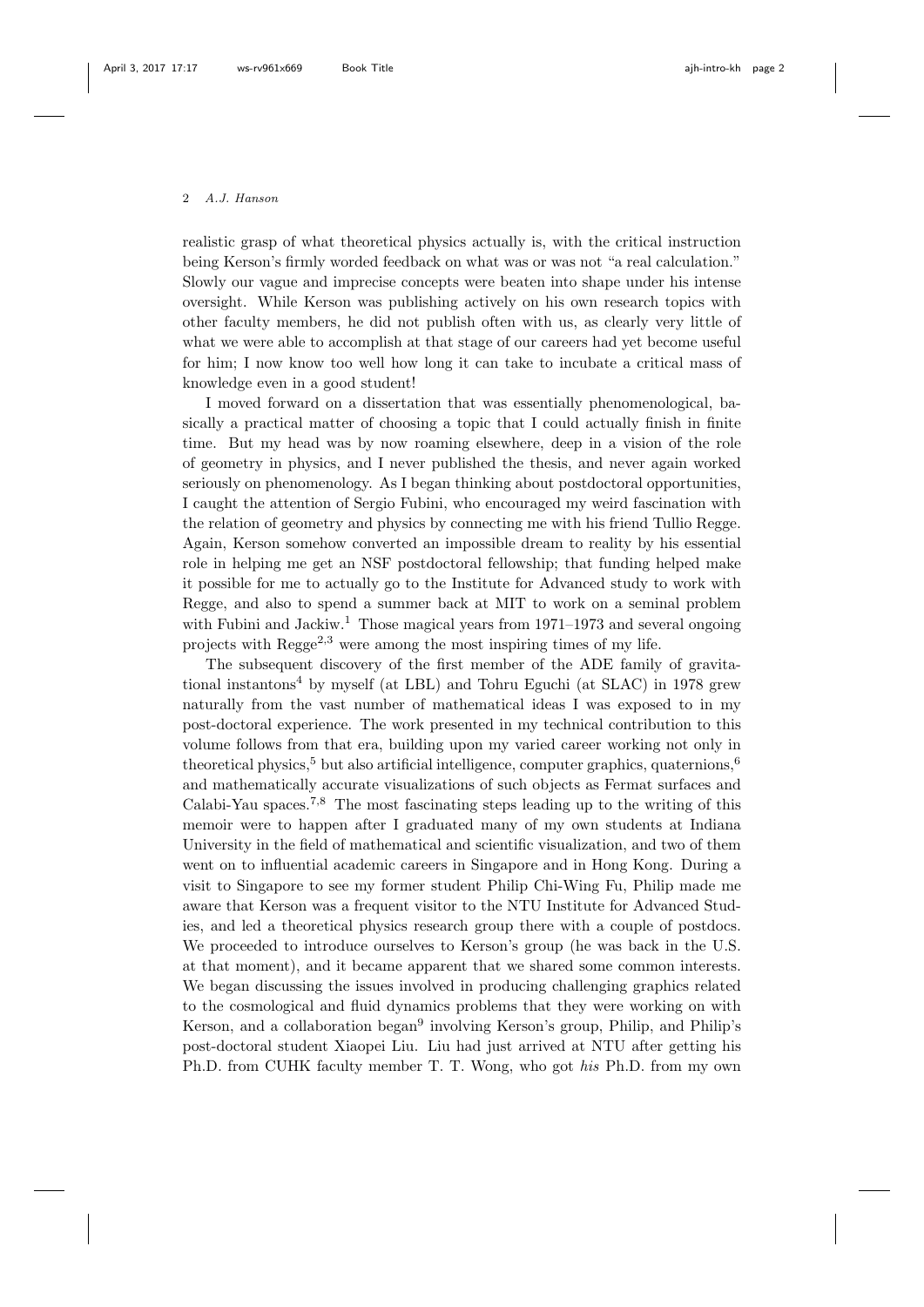realistic grasp of what theoretical physics actually is, with the critical instruction being Kerson's firmly worded feedback on what was or was not "a real calculation." Slowly our vague and imprecise concepts were beaten into shape under his intense oversight. While Kerson was publishing actively on his own research topics with other faculty members, he did not publish often with us, as clearly very little of what we were able to accomplish at that stage of our careers had yet become useful for him; I now know too well how long it can take to incubate a critical mass of knowledge even in a good student!

I moved forward on a dissertation that was essentially phenomenological, basically a practical matter of choosing a topic that I could actually finish in finite time. But my head was by now roaming elsewhere, deep in a vision of the role of geometry in physics, and I never published the thesis, and never again worked seriously on phenomenology. As I began thinking about postdoctoral opportunities, I caught the attention of Sergio Fubini, who encouraged my weird fascination with the relation of geometry and physics by connecting me with his friend Tullio Regge. Again, Kerson somehow converted an impossible dream to reality by his essential role in helping me get an NSF postdoctoral fellowship; that funding helped make it possible for me to actually go to the Institute for Advanced study to work with Regge, and also to spend a summer back at MIT to work on a seminal problem with Fubini and Jackiw.[1] Those magical years from 1971–1973 and several ongoing projects with Regge[2,3] were among the most inspiring times of my life.

The subsequent discovery of the first member of the ADE family of gravitational instantons[4] by myself (at LBL) and Tohru Eguchi (at SLAC) in 1978 grew naturally from the vast number of mathematical ideas I was exposed to in my post-doctoral experience. The work presented in my technical contribution to this volume follows from that era, building upon my varied career working not only in theoretical physics,[5] but also artificial intelligence, computer graphics, quaternions,[6] and mathematically accurate visualizations of such objects as Fermat surfaces and Calabi-Yau spaces.[7,8] The most fascinating steps leading up to the writing of this memoir were to happen after I graduated many of my own students at Indiana University in the field of mathematical and scientific visualization, and two of them went on to influential academic careers in Singapore and in Hong Kong. During a visit to Singapore to see my former student Philip Chi-Wing Fu, Philip made me aware that Kerson was a frequent visitor to the NTU Institute for Advanced Studies, and led a theoretical physics research group there with a couple of postdocs. We proceeded to introduce ourselves to Kerson's group (he was back in the U.S. at that moment), and it became apparent that we shared some common interests. We began discussing the issues involved in producing challenging graphics related to the cosmological and fluid dynamics problems that they were working on with Kerson, and a collaboration began[9] involving Kerson's group, Philip, and Philip's post-doctoral student Xiaopei Liu. Liu had just arrived at NTU after getting his Ph.D. from CUHK faculty member T. T. Wong, who got *his* Ph.D. from my own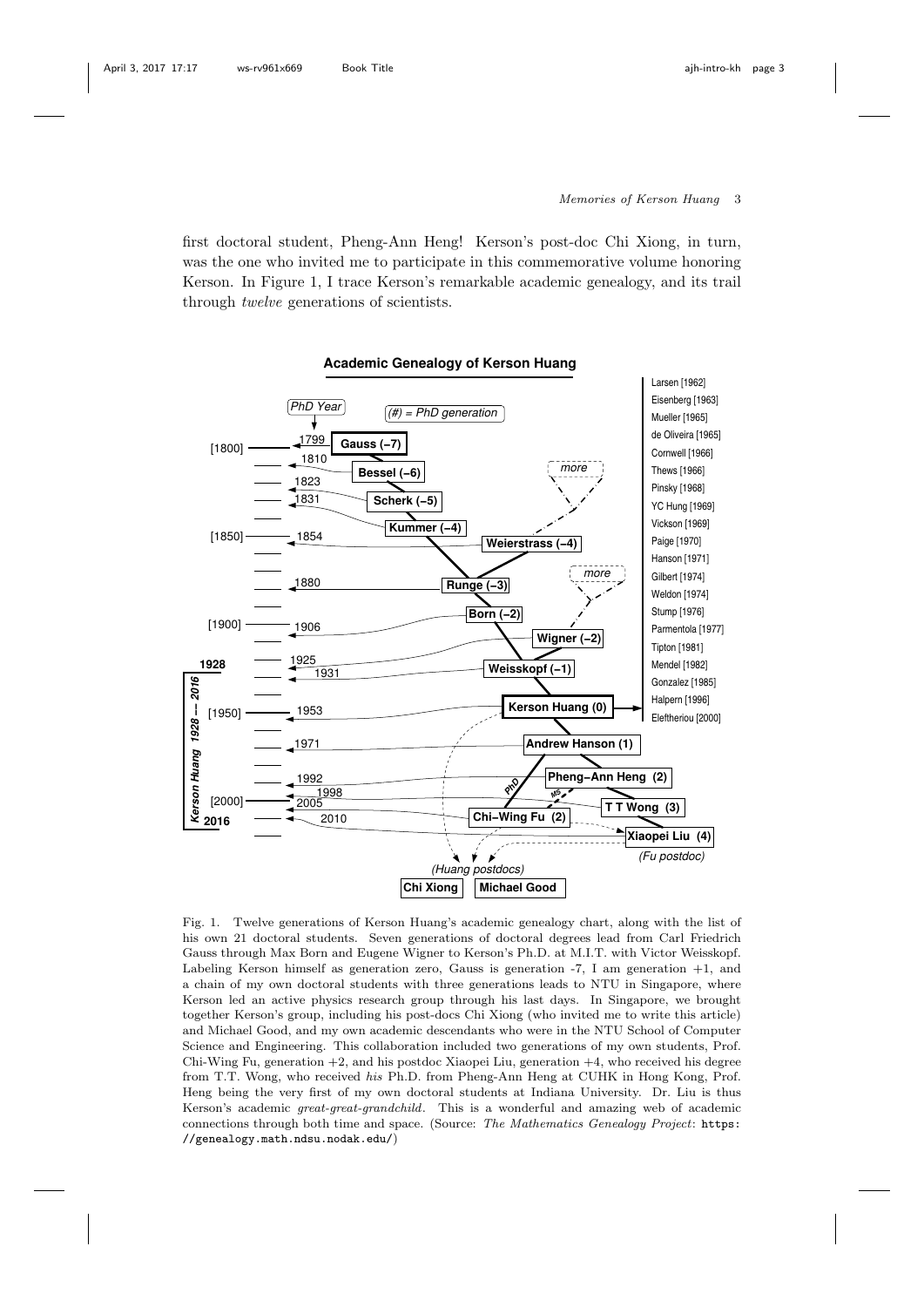first doctoral student, Pheng-Ann Heng! Kerson's post-doc Chi Xiong, in turn, was the one who invited me to participate in this commemorative volume honoring Kerson. In Figure 1, I trace Kerson's remarkable academic genealogy, and its trail through *twelve* generations of scientists.

Fig. 1. Twelve generations of Kerson Huang's academic genealogy chart, along with the list of his own 21 doctoral students. Seven generations of doctoral degrees lead from Carl Friedrich Gauss through Max Born and Eugene Wigner to Kerson's Ph.D. at M.I.T. with Victor Weisskopf. Labeling Kerson himself as generation zero, Gauss is generation -7, I am generation +1, and a chain of my own doctoral students with three generations leads to NTU in Singapore, where Kerson led an active physics research group through his last days. In Singapore, we brought together Kerson's group, including his post-docs Chi Xiong (who invited me to write this article) and Michael Good, and my own academic descendants who were in the NTU School of Computer Science and Engineering. This collaboration included two generations of my own students, Prof. Chi-Wing Fu, generation +2, and his postdoc Xiaopei Liu, generation +4, who received his degree from T.T. Wong, who received *his* Ph.D. from Pheng-Ann Heng at CUHK in Hong Kong, Prof. Heng being the very first of my own doctoral students at Indiana University. Dr. Liu is thus Kerson's academic *great-great-grandchild*. This is a wonderful and amazing web of academic connections through both time and space. (Source: *The Mathematics Genealogy Project*: `https://genealogy.math.ndsu.nodak.edu/`)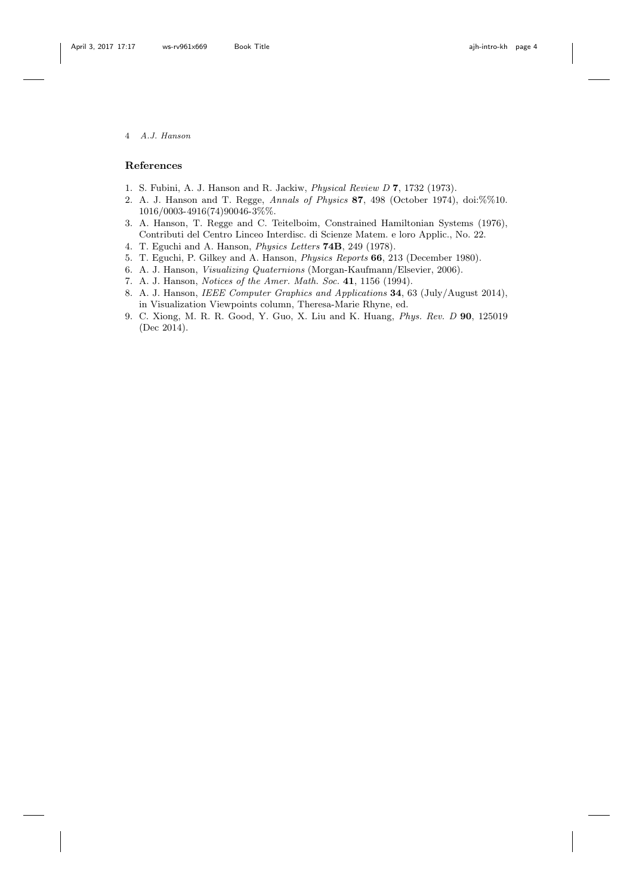## References

1. S. Fubini, A. J. Hanson and R. Jackiw, *Physical Review D* **7**, 1732 (1973).
2. A. J. Hanson and T. Regge, *Annals of Physics* **87**, 498 (October 1974), doi:%%10.1016/0003-4916(74)90046-3%%.
3. A. Hanson, T. Regge and C. Teitelboim, Constrained Hamiltonian Systems (1976), Contributi del Centro Linceo Interdisc. di Scienze Matem. e loro Applic., No. 22.
4. T. Eguchi and A. Hanson, *Physics Letters* **74B**, 249 (1978).
5. T. Eguchi, P. Gilkey and A. Hanson, *Physics Reports* **66**, 213 (December 1980).
6. A. J. Hanson, *Visualizing Quaternions* (Morgan-Kaufmann/Elsevier, 2006).
7. A. J. Hanson, *Notices of the Amer. Math. Soc.* **41**, 1156 (1994).
8. A. J. Hanson, *IEEE Computer Graphics and Applications* **34**, 63 (July/August 2014), in Visualization Viewpoints column, Theresa-Marie Rhyne, ed.
9. C. Xiong, M. R. R. Good, Y. Guo, X. Liu and K. Huang, *Phys. Rev. D* **90**, 125019 (Dec 2014).